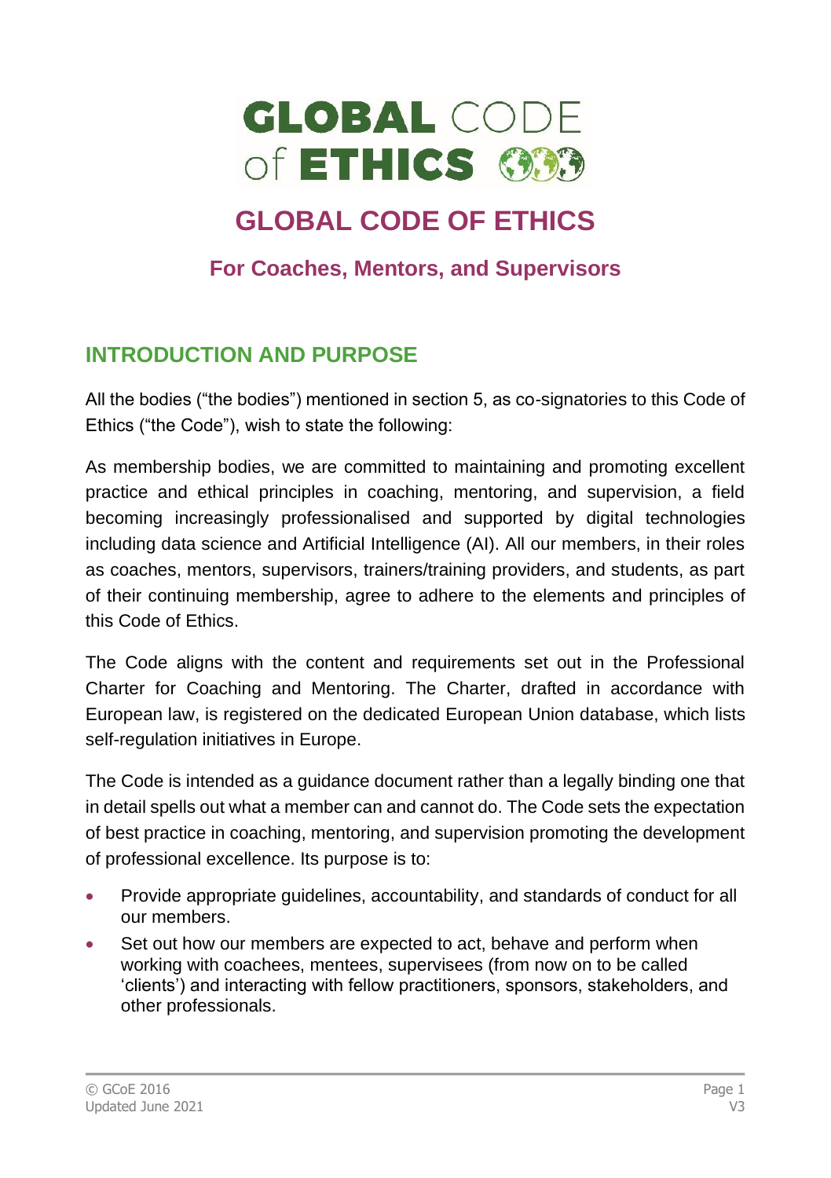# GLOBAL CODE OF ETHICS

## For Coaches, Mentors, and Supervisors

## INTRODUCTION AND PURPOSE

All the bodies ("the bodies") mentioned in section 5, as co-signatories to this Code of Ethics ("the Code"), wish to state the following:

As membership bodies, we are committed to maintaining and promoting excellent practice and ethical principles in coaching, mentoring, and supervision, a field becoming increasingly professionalised and supported by digital technologies including data science and Artificial Intelligence (AI). All our members, in their roles as coaches, mentors, supervisors, trainers/training providers, and students, as part of their continuing membership, agree to adhere to the elements and principles of this Code of Ethics.

The Code aligns with the content and requirements set out in the Professional Charter for Coaching and Mentoring. The Charter, drafted in accordance with European law, is registered on the dedicated European Union database, which lists self-regulation initiatives in Europe.

The Code is intended as a guidance document rather than a legally binding one that in detail spells out what a member can and cannot do. The Code sets the expectation of best practice in coaching, mentoring, and supervision promoting the development of professional excellence. Its purpose is to:

- Provide appropriate guidelines, accountability, and standards of conduct for all our members.
- Set out how our members are expected to act, behave and perform when working with coachees, mentees, supervisees (from now on to be called 'clients') and interacting with fellow practitioners, sponsors, stakeholders, and other professionals.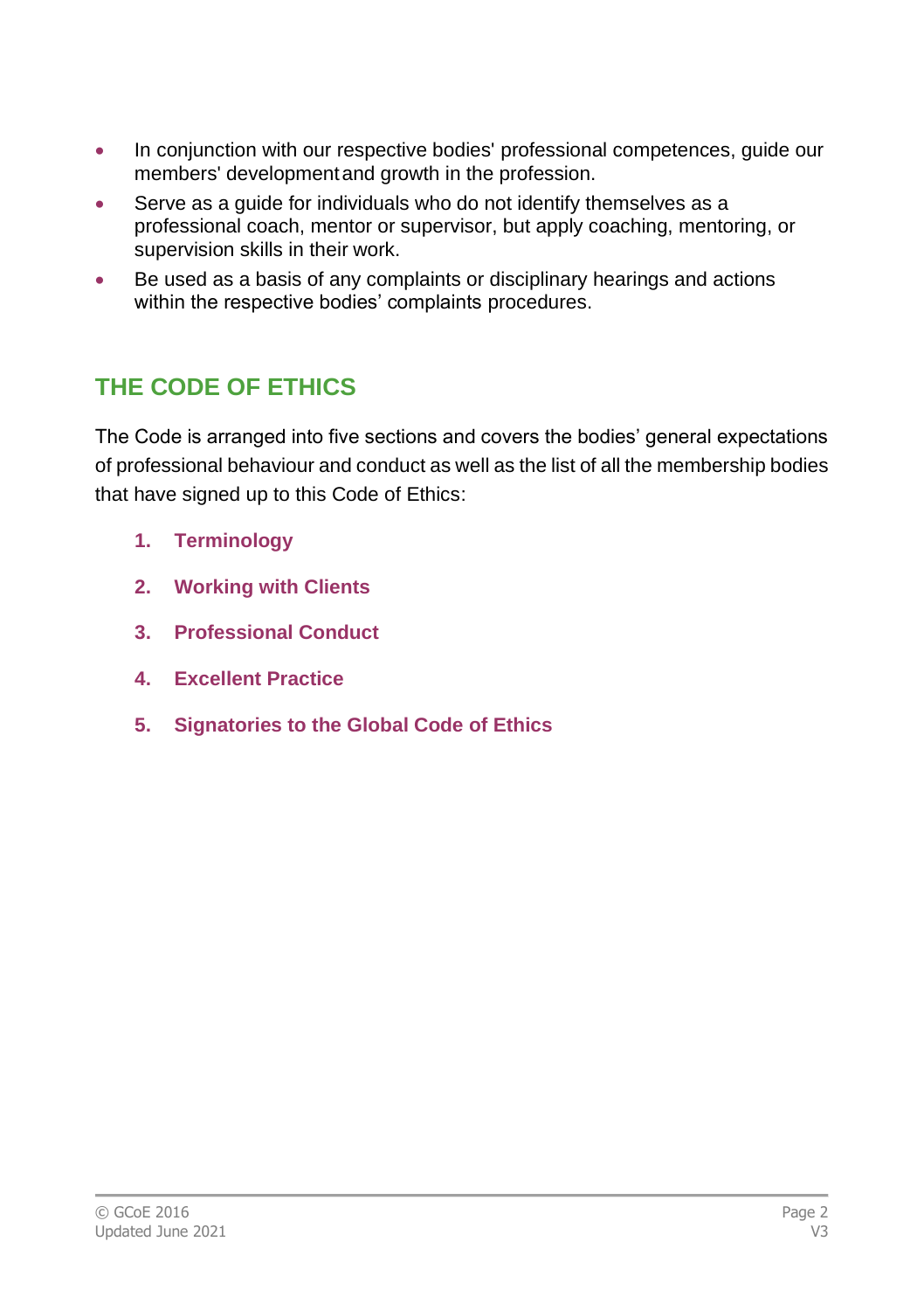- In conjunction with our respective bodies' professional competences, guide our members' development and growth in the profession.
- Serve as a guide for individuals who do not identify themselves as a professional coach, mentor or supervisor, but apply coaching, mentoring, or supervision skills in their work.
- Be used as a basis of any complaints or disciplinary hearings and actions within the respective bodies' complaints procedures.

## THE CODE OF ETHICS

The Code is arranged into five sections and covers the bodies' general expectations of professional behaviour and conduct as well as the list of all the membership bodies that have signed up to this Code of Ethics:

1. **Terminology**
2. **Working with Clients**
3. **Professional Conduct**
4. **Excellent Practice**
5. **Signatories to the Global Code of Ethics**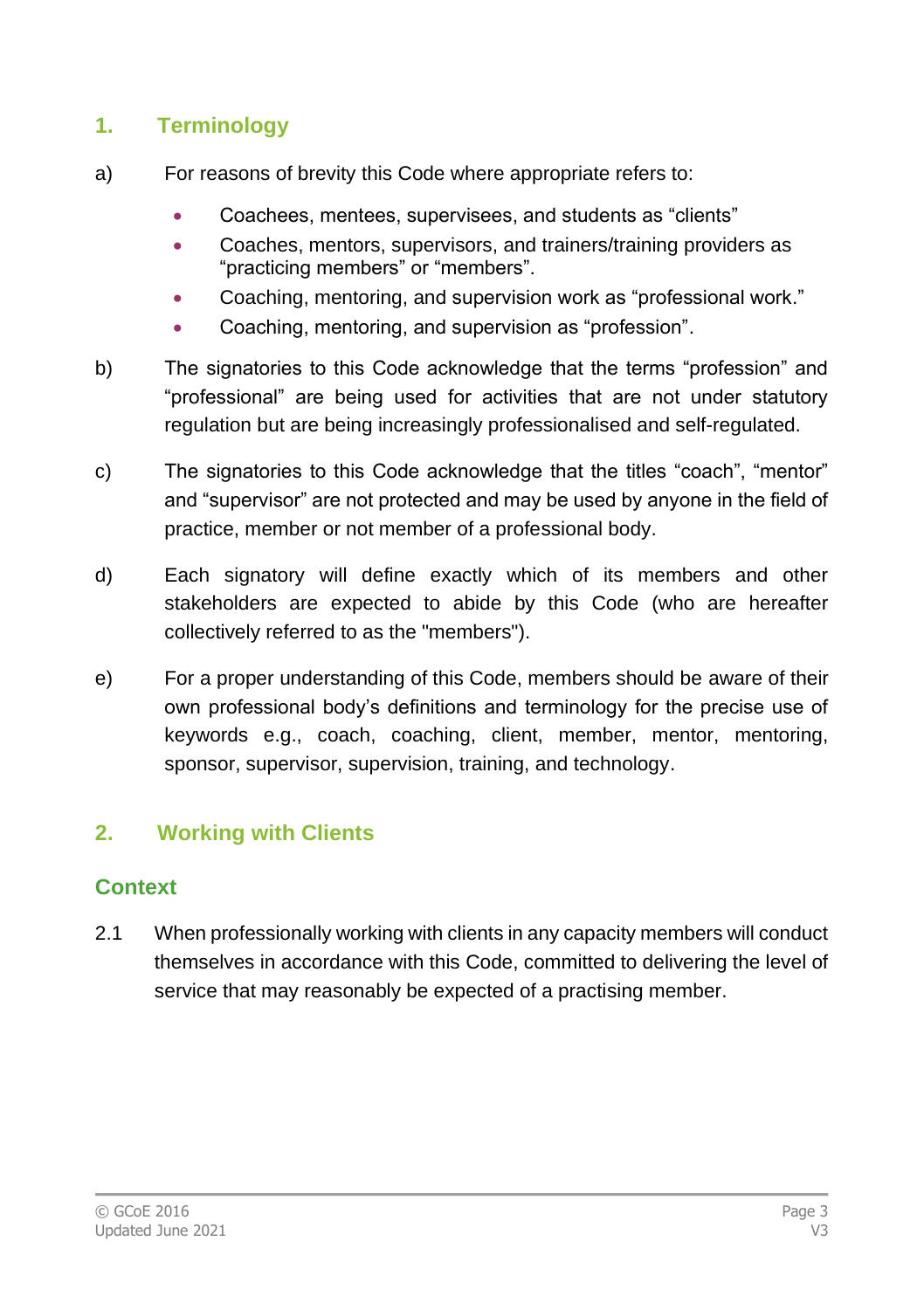## 1. Terminology

a) For reasons of brevity this Code where appropriate refers to:

- Coachees, mentees, supervisees, and students as “clients”
- Coaches, mentors, supervisors, and trainers/training providers as “practicing members” or “members”.
- Coaching, mentoring, and supervision work as “professional work.”
- Coaching, mentoring, and supervision as “profession”.

b) The signatories to this Code acknowledge that the terms “profession” and “professional” are being used for activities that are not under statutory regulation but are being increasingly professionalised and self-regulated.

c) The signatories to this Code acknowledge that the titles “coach”, “mentor” and “supervisor” are not protected and may be used by anyone in the field of practice, member or not member of a professional body.

d) Each signatory will define exactly which of its members and other stakeholders are expected to abide by this Code (who are hereafter collectively referred to as the "members").

e) For a proper understanding of this Code, members should be aware of their own professional body’s definitions and terminology for the precise use of keywords e.g., coach, coaching, client, member, mentor, mentoring, sponsor, supervisor, supervision, training, and technology.

## 2. Working with Clients

### Context

2.1 When professionally working with clients in any capacity members will conduct themselves in accordance with this Code, committed to delivering the level of service that may reasonably be expected of a practising member.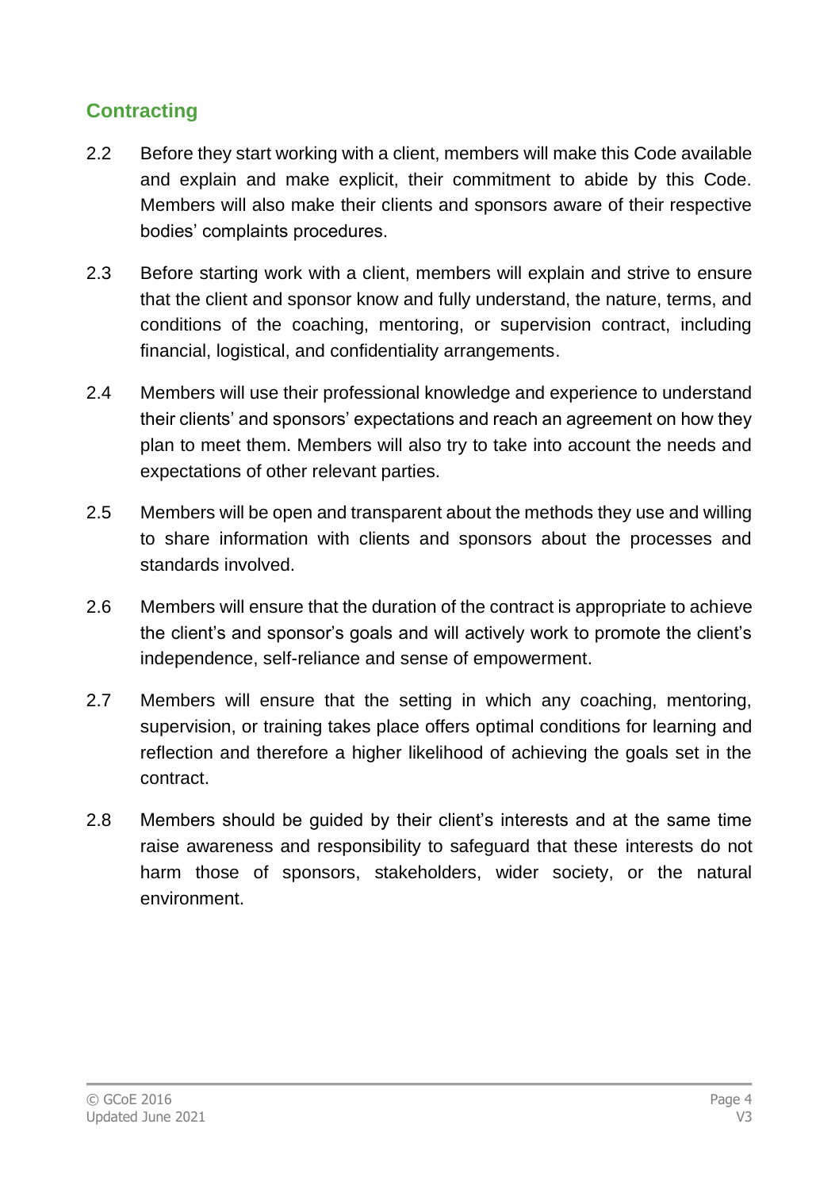## Contracting

2.2 Before they start working with a client, members will make this Code available and explain and make explicit, their commitment to abide by this Code. Members will also make their clients and sponsors aware of their respective bodies' complaints procedures.

2.3 Before starting work with a client, members will explain and strive to ensure that the client and sponsor know and fully understand, the nature, terms, and conditions of the coaching, mentoring, or supervision contract, including financial, logistical, and confidentiality arrangements.

2.4 Members will use their professional knowledge and experience to understand their clients' and sponsors' expectations and reach an agreement on how they plan to meet them. Members will also try to take into account the needs and expectations of other relevant parties.

2.5 Members will be open and transparent about the methods they use and willing to share information with clients and sponsors about the processes and standards involved.

2.6 Members will ensure that the duration of the contract is appropriate to achieve the client's and sponsor's goals and will actively work to promote the client's independence, self-reliance and sense of empowerment.

2.7 Members will ensure that the setting in which any coaching, mentoring, supervision, or training takes place offers optimal conditions for learning and reflection and therefore a higher likelihood of achieving the goals set in the contract.

2.8 Members should be guided by their client's interests and at the same time raise awareness and responsibility to safeguard that these interests do not harm those of sponsors, stakeholders, wider society, or the natural environment.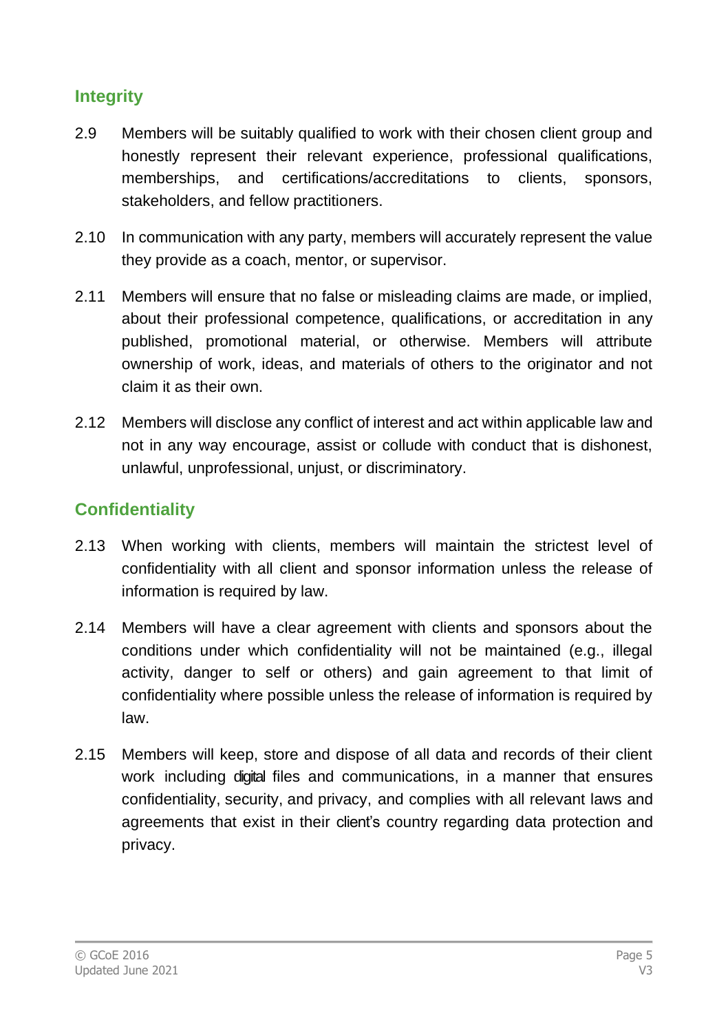## Integrity

2.9 Members will be suitably qualified to work with their chosen client group and honestly represent their relevant experience, professional qualifications, memberships, and certifications/accreditations to clients, sponsors, stakeholders, and fellow practitioners.

2.10 In communication with any party, members will accurately represent the value they provide as a coach, mentor, or supervisor.

2.11 Members will ensure that no false or misleading claims are made, or implied, about their professional competence, qualifications, or accreditation in any published, promotional material, or otherwise. Members will attribute ownership of work, ideas, and materials of others to the originator and not claim it as their own.

2.12 Members will disclose any conflict of interest and act within applicable law and not in any way encourage, assist or collude with conduct that is dishonest, unlawful, unprofessional, unjust, or discriminatory.

## Confidentiality

2.13 When working with clients, members will maintain the strictest level of confidentiality with all client and sponsor information unless the release of information is required by law.

2.14 Members will have a clear agreement with clients and sponsors about the conditions under which confidentiality will not be maintained (e.g., illegal activity, danger to self or others) and gain agreement to that limit of confidentiality where possible unless the release of information is required by law.

2.15 Members will keep, store and dispose of all data and records of their client work including digital files and communications, in a manner that ensures confidentiality, security, and privacy, and complies with all relevant laws and agreements that exist in their client's country regarding data protection and privacy.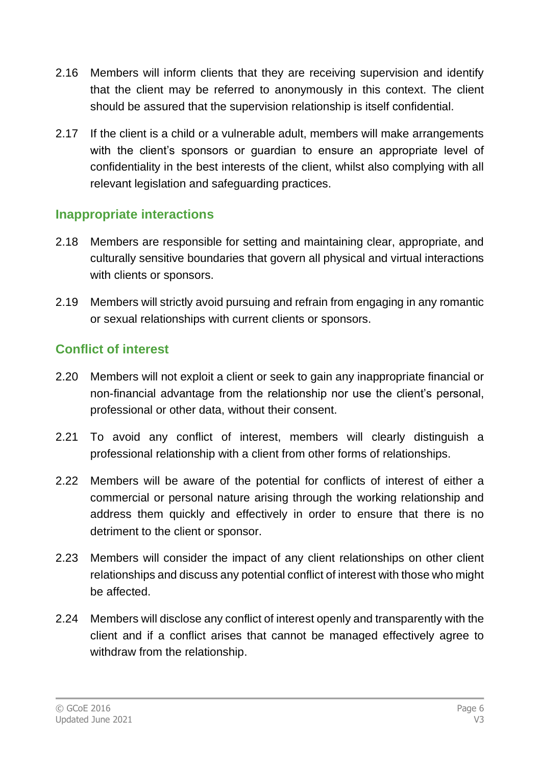2.16 Members will inform clients that they are receiving supervision and identify that the client may be referred to anonymously in this context. The client should be assured that the supervision relationship is itself confidential.

2.17 If the client is a child or a vulnerable adult, members will make arrangements with the client's sponsors or guardian to ensure an appropriate level of confidentiality in the best interests of the client, whilst also complying with all relevant legislation and safeguarding practices.

## Inappropriate interactions

2.18 Members are responsible for setting and maintaining clear, appropriate, and culturally sensitive boundaries that govern all physical and virtual interactions with clients or sponsors.

2.19 Members will strictly avoid pursuing and refrain from engaging in any romantic or sexual relationships with current clients or sponsors.

## Conflict of interest

2.20 Members will not exploit a client or seek to gain any inappropriate financial or non-financial advantage from the relationship nor use the client's personal, professional or other data, without their consent.

2.21 To avoid any conflict of interest, members will clearly distinguish a professional relationship with a client from other forms of relationships.

2.22 Members will be aware of the potential for conflicts of interest of either a commercial or personal nature arising through the working relationship and address them quickly and effectively in order to ensure that there is no detriment to the client or sponsor.

2.23 Members will consider the impact of any client relationships on other client relationships and discuss any potential conflict of interest with those who might be affected.

2.24 Members will disclose any conflict of interest openly and transparently with the client and if a conflict arises that cannot be managed effectively agree to withdraw from the relationship.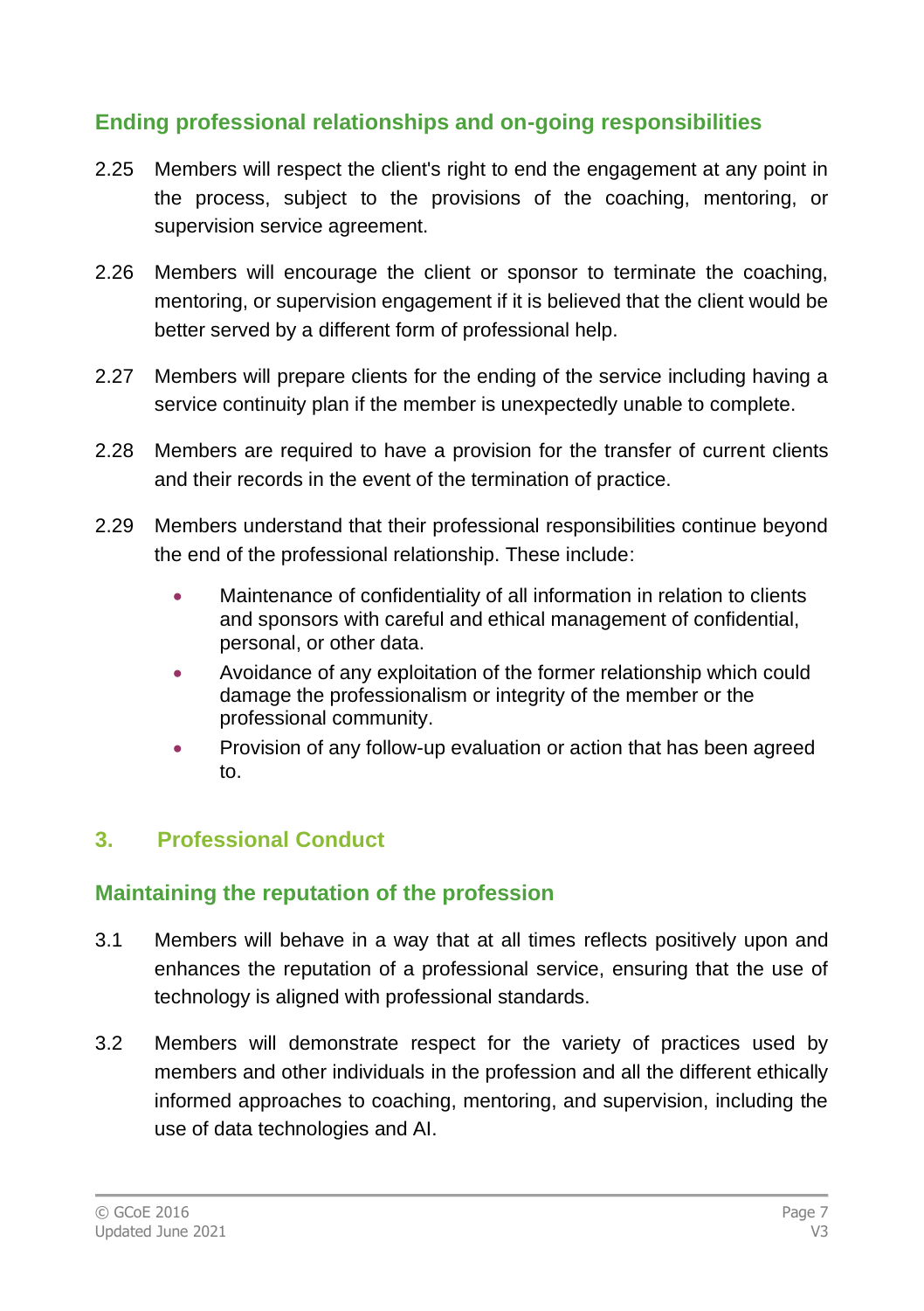### Ending professional relationships and on-going responsibilities

2.25 Members will respect the client's right to end the engagement at any point in the process, subject to the provisions of the coaching, mentoring, or supervision service agreement.

2.26 Members will encourage the client or sponsor to terminate the coaching, mentoring, or supervision engagement if it is believed that the client would be better served by a different form of professional help.

2.27 Members will prepare clients for the ending of the service including having a service continuity plan if the member is unexpectedly unable to complete.

2.28 Members are required to have a provision for the transfer of current clients and their records in the event of the termination of practice.

2.29 Members understand that their professional responsibilities continue beyond the end of the professional relationship. These include:

- Maintenance of confidentiality of all information in relation to clients and sponsors with careful and ethical management of confidential, personal, or other data.
- Avoidance of any exploitation of the former relationship which could damage the professionalism or integrity of the member or the professional community.
- Provision of any follow-up evaluation or action that has been agreed to.

## 3. Professional Conduct

### Maintaining the reputation of the profession

3.1 Members will behave in a way that at all times reflects positively upon and enhances the reputation of a professional service, ensuring that the use of technology is aligned with professional standards.

3.2 Members will demonstrate respect for the variety of practices used by members and other individuals in the profession and all the different ethically informed approaches to coaching, mentoring, and supervision, including the use of data technologies and AI.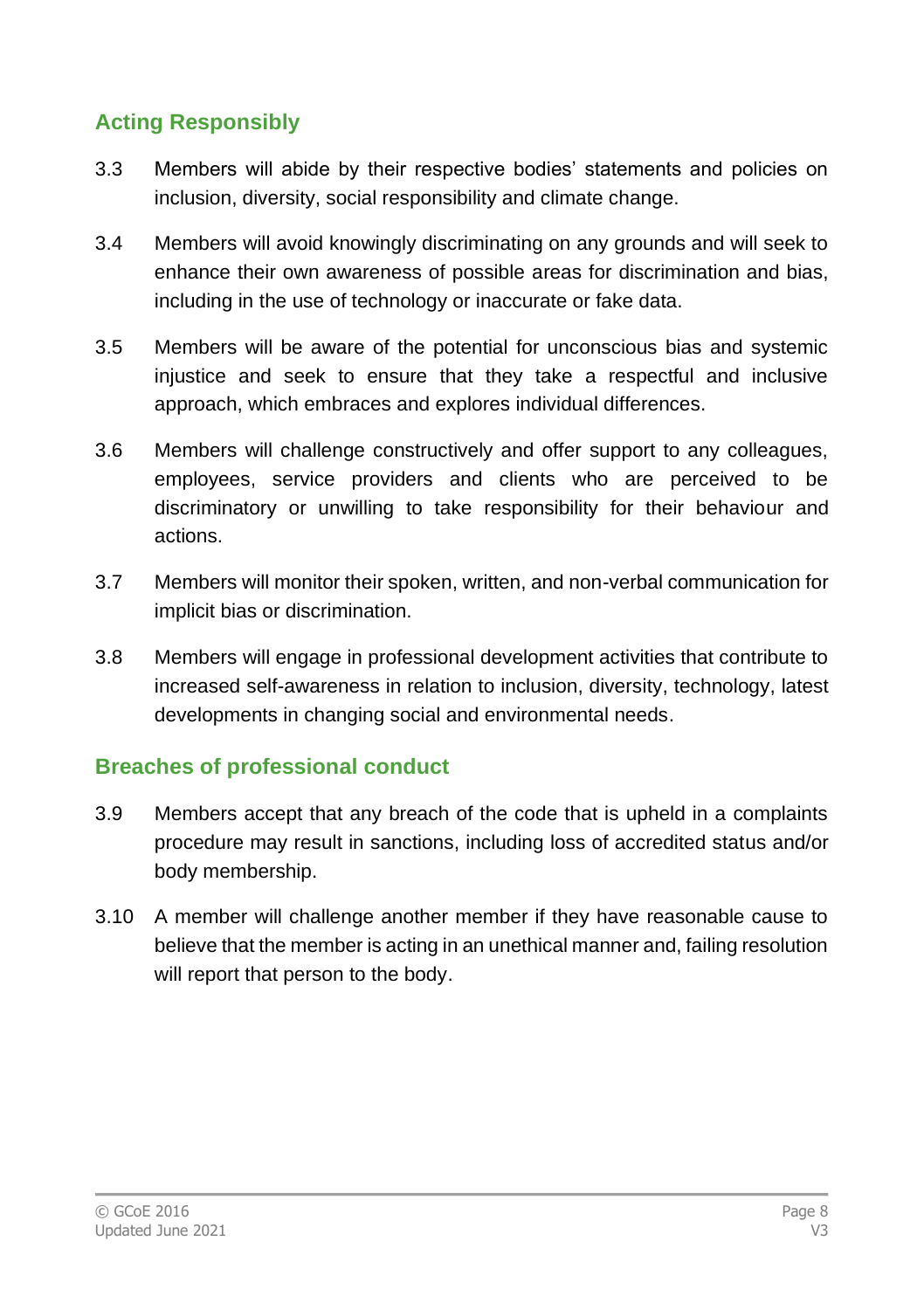## Acting Responsibly

3.3 Members will abide by their respective bodies' statements and policies on inclusion, diversity, social responsibility and climate change.

3.4 Members will avoid knowingly discriminating on any grounds and will seek to enhance their own awareness of possible areas for discrimination and bias, including in the use of technology or inaccurate or fake data.

3.5 Members will be aware of the potential for unconscious bias and systemic injustice and seek to ensure that they take a respectful and inclusive approach, which embraces and explores individual differences.

3.6 Members will challenge constructively and offer support to any colleagues, employees, service providers and clients who are perceived to be discriminatory or unwilling to take responsibility for their behaviour and actions.

3.7 Members will monitor their spoken, written, and non-verbal communication for implicit bias or discrimination.

3.8 Members will engage in professional development activities that contribute to increased self-awareness in relation to inclusion, diversity, technology, latest developments in changing social and environmental needs.

## Breaches of professional conduct

3.9 Members accept that any breach of the code that is upheld in a complaints procedure may result in sanctions, including loss of accredited status and/or body membership.

3.10 A member will challenge another member if they have reasonable cause to believe that the member is acting in an unethical manner and, failing resolution will report that person to the body.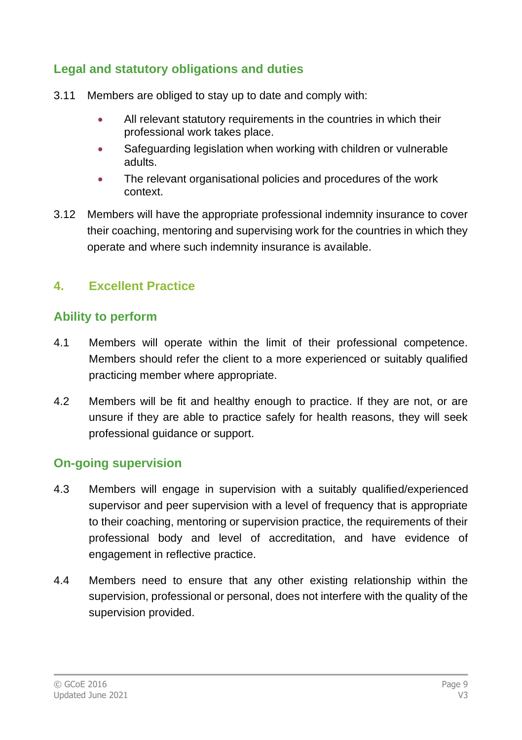### Legal and statutory obligations and duties

3.11 Members are obliged to stay up to date and comply with:

- All relevant statutory requirements in the countries in which their professional work takes place.
- Safeguarding legislation when working with children or vulnerable adults.
- The relevant organisational policies and procedures of the work context.

3.12 Members will have the appropriate professional indemnity insurance to cover their coaching, mentoring and supervising work for the countries in which they operate and where such indemnity insurance is available.

## 4. Excellent Practice

### Ability to perform

4.1 Members will operate within the limit of their professional competence. Members should refer the client to a more experienced or suitably qualified practicing member where appropriate.

4.2 Members will be fit and healthy enough to practice. If they are not, or are unsure if they are able to practice safely for health reasons, they will seek professional guidance or support.

### On-going supervision

4.3 Members will engage in supervision with a suitably qualified/experienced supervisor and peer supervision with a level of frequency that is appropriate to their coaching, mentoring or supervision practice, the requirements of their professional body and level of accreditation, and have evidence of engagement in reflective practice.

4.4 Members need to ensure that any other existing relationship within the supervision, professional or personal, does not interfere with the quality of the supervision provided.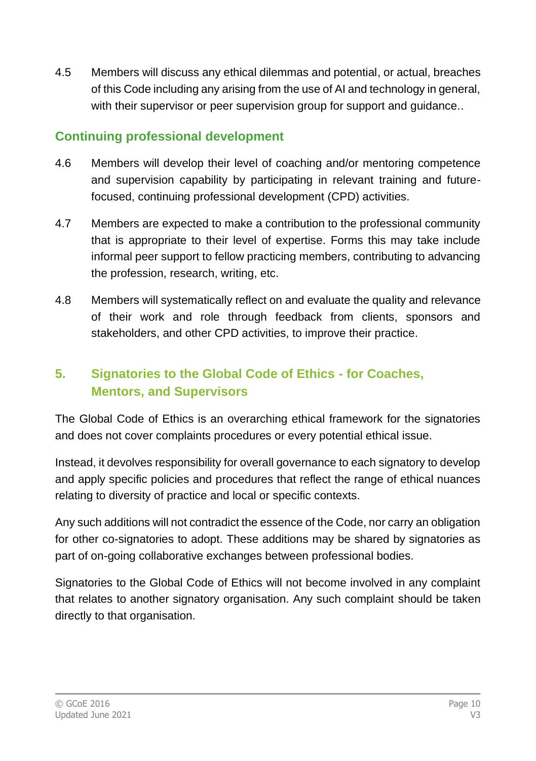4.5 Members will discuss any ethical dilemmas and potential, or actual, breaches of this Code including any arising from the use of AI and technology in general, with their supervisor or peer supervision group for support and guidance..

### Continuing professional development

4.6 Members will develop their level of coaching and/or mentoring competence and supervision capability by participating in relevant training and future-focused, continuing professional development (CPD) activities.

4.7 Members are expected to make a contribution to the professional community that is appropriate to their level of expertise. Forms this may take include informal peer support to fellow practicing members, contributing to advancing the profession, research, writing, etc.

4.8 Members will systematically reflect on and evaluate the quality and relevance of their work and role through feedback from clients, sponsors and stakeholders, and other CPD activities, to improve their practice.

## 5. Signatories to the Global Code of Ethics - for Coaches, Mentors, and Supervisors

The Global Code of Ethics is an overarching ethical framework for the signatories and does not cover complaints procedures or every potential ethical issue.

Instead, it devolves responsibility for overall governance to each signatory to develop and apply specific policies and procedures that reflect the range of ethical nuances relating to diversity of practice and local or specific contexts.

Any such additions will not contradict the essence of the Code, nor carry an obligation for other co-signatories to adopt. These additions may be shared by signatories as part of on-going collaborative exchanges between professional bodies.

Signatories to the Global Code of Ethics will not become involved in any complaint that relates to another signatory organisation. Any such complaint should be taken directly to that organisation.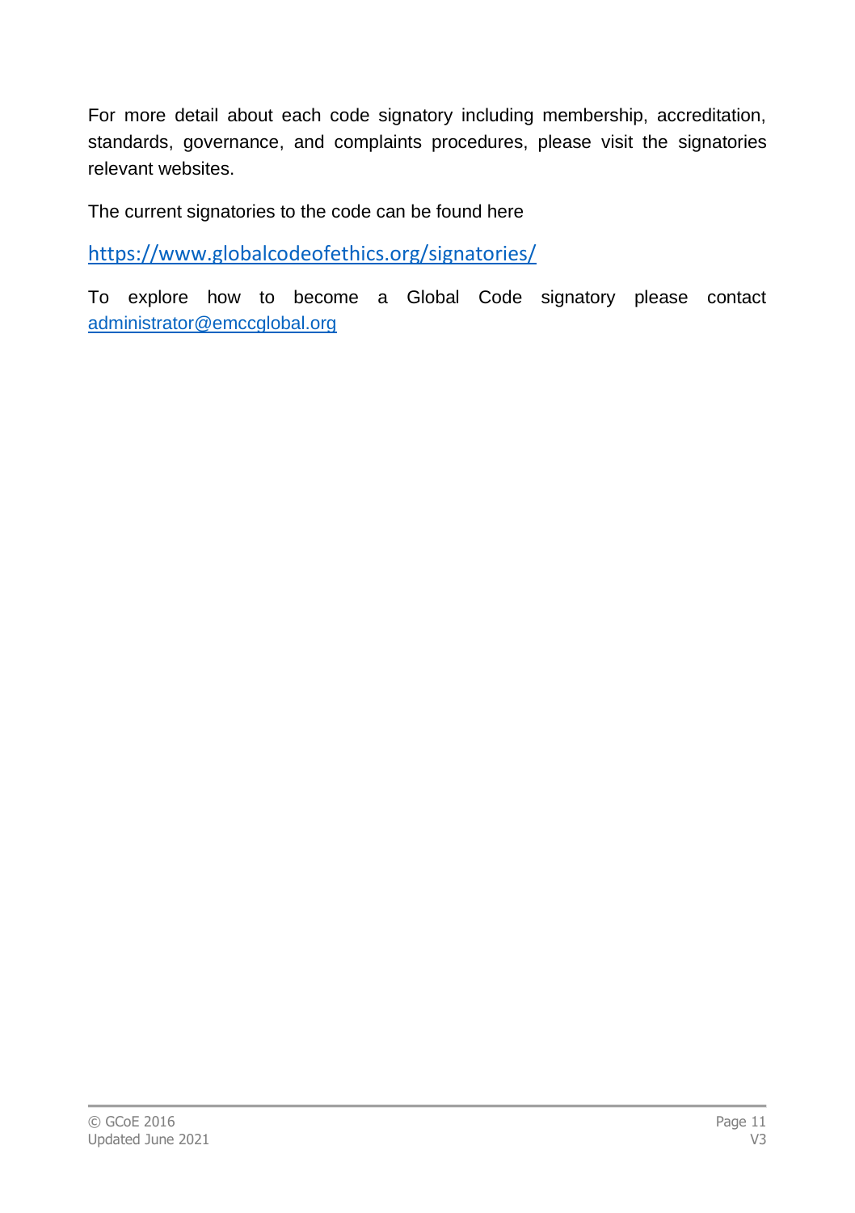For more detail about each code signatory including membership, accreditation, standards, governance, and complaints procedures, please visit the signatories relevant websites.

The current signatories to the code can be found here

https://www.globalcodeofethics.org/signatories/

To explore how to become a Global Code signatory please contact administrator@emccglobal.org